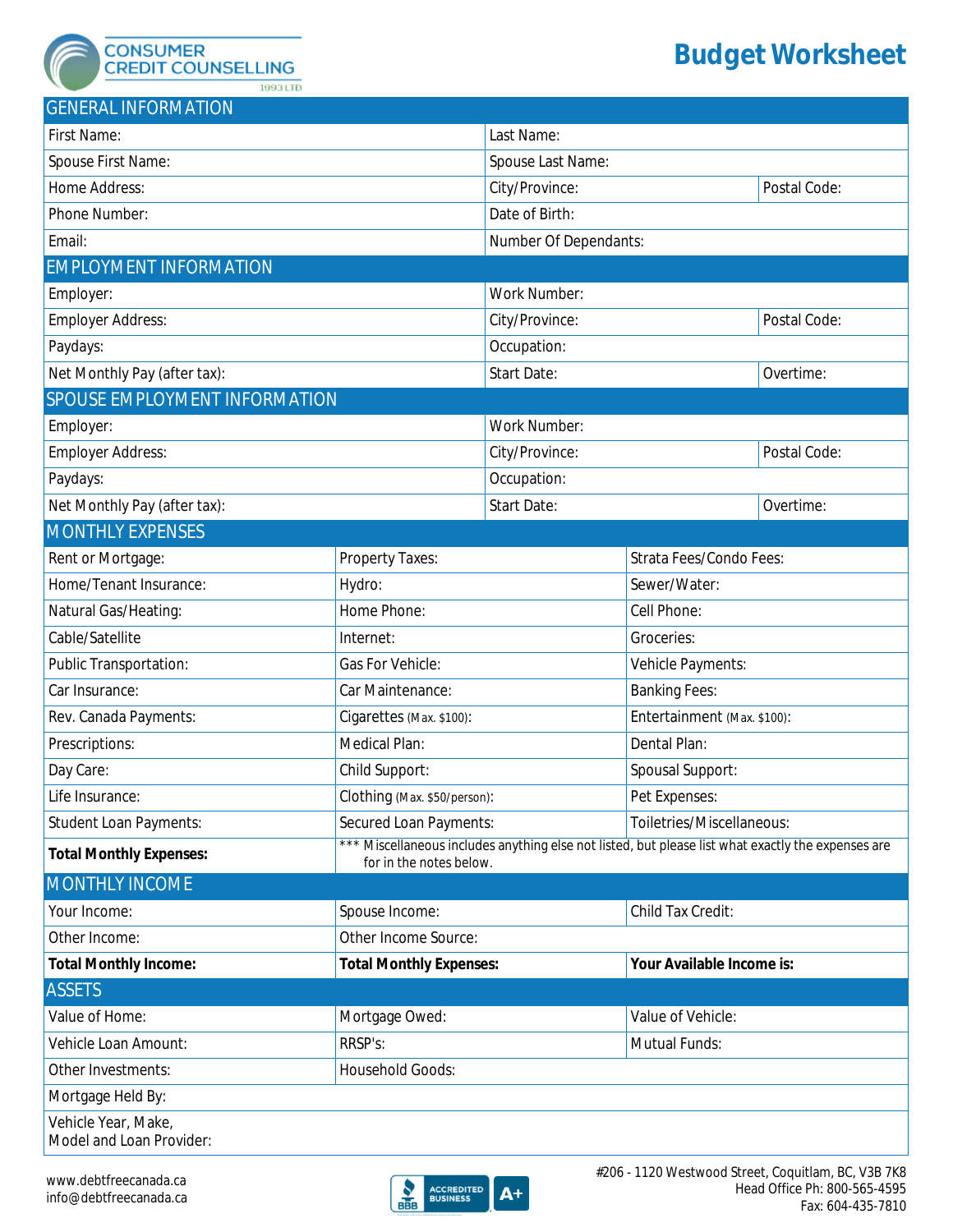CONSUMER CREDIT COUNSELLING 1993 LTD

# Budget Worksheet

## GENERAL INFORMATION

| | | |
|---|---|---|
| First Name: | Last Name: | |
| Spouse First Name: | Spouse Last Name: | |
| Home Address: | City/Province: | Postal Code: |
| Phone Number: | Date of Birth: | |
| Email: | Number Of Dependants: | |

## EMPLOYMENT INFORMATION

| | | |
|---|---|---|
| Employer: | Work Number: | |
| Employer Address: | City/Province: | Postal Code: |
| Paydays: | Occupation: | |
| Net Monthly Pay (after tax): | Start Date: | Overtime: |

## SPOUSE EMPLOYMENT INFORMATION

| | | |
|---|---|---|
| Employer: | Work Number: | |
| Employer Address: | City/Province: | Postal Code: |
| Paydays: | Occupation: | |
| Net Monthly Pay (after tax): | Start Date: | Overtime: |

## MONTHLY EXPENSES

| | | |
|---|---|---|
| Rent or Mortgage: | Property Taxes: | Strata Fees/Condo Fees: |
| Home/Tenant Insurance: | Hydro: | Sewer/Water: |
| Natural Gas/Heating: | Home Phone: | Cell Phone: |
| Cable/Satellite | Internet: | Groceries: |
| Public Transportation: | Gas For Vehicle: | Vehicle Payments: |
| Car Insurance: | Car Maintenance: | Banking Fees: |
| Rev. Canada Payments: | Cigarettes (Max. $100): | Entertainment (Max. $100): |
| Prescriptions: | Medical Plan: | Dental Plan: |
| Day Care: | Child Support: | Spousal Support: |
| Life Insurance: | Clothing (Max. $50/person): | Pet Expenses: |
| Student Loan Payments: | Secured Loan Payments: | Toiletries/Miscellaneous: |
| **Total Monthly Expenses:** | *** Miscellaneous includes anything else not listed, but please list what exactly the expenses are for in the notes below. | |

## MONTHLY INCOME

| | | |
|---|---|---|
| Your Income: | Spouse Income: | Child Tax Credit: |
| Other Income: | Other Income Source: | |
| **Total Monthly Income:** | **Total Monthly Expenses:** | **Your Available Income is:** |

## ASSETS

| | | |
|---|---|---|
| Value of Home: | Mortgage Owed: | Value of Vehicle: |
| Vehicle Loan Amount: | RRSP's: | Mutual Funds: |
| Other Investments: | Household Goods: | |
| Mortgage Held By: | | |
| Vehicle Year, Make, Model and Loan Provider: | | |

www.debtfreecanada.ca
info@debtfreecanada.ca

BBB Accredited Business A+

#206 - 1120 Westwood Street, Coquitlam, BC, V3B 7K8
Head Office Ph: 800-565-4595
Fax: 604-435-7810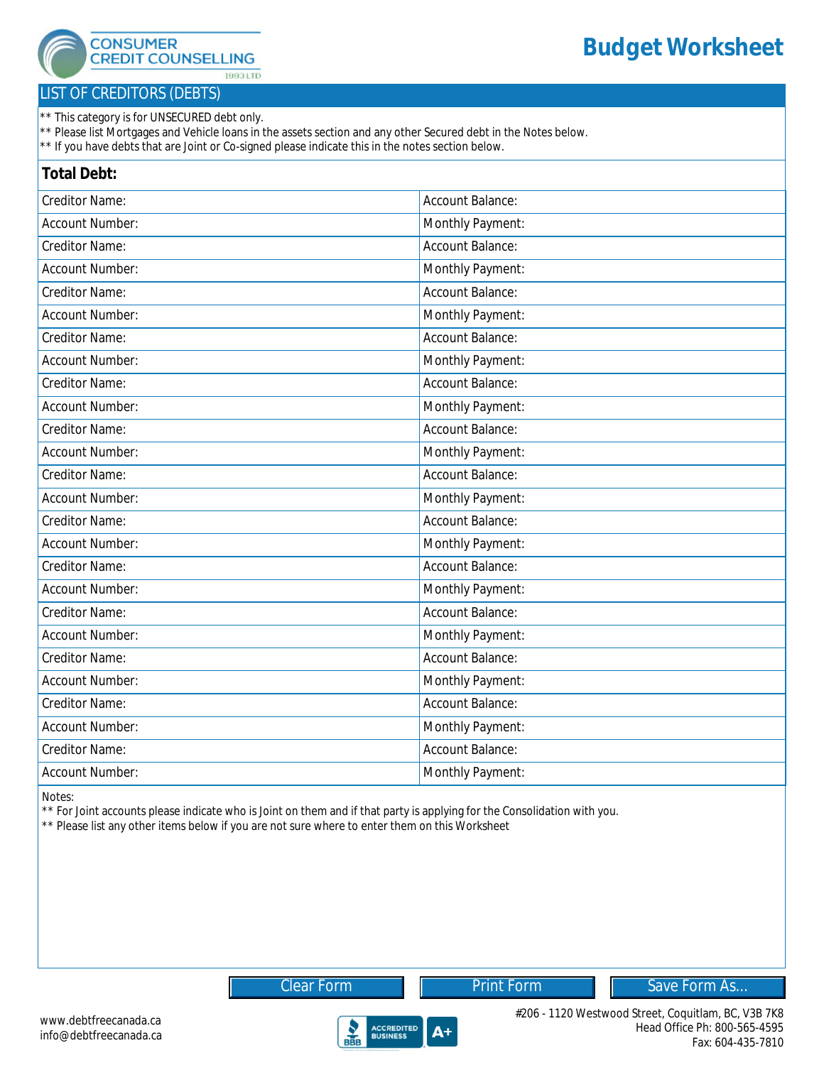CONSUMER CREDIT COUNSELLING 1993 LTD

# Budget Worksheet

## LIST OF CREDITORS (DEBTS)

** This category is for UNSECURED debt only.
** Please list Mortgages and Vehicle loans in the assets section and any other Secured debt in the Notes below.
** If you have debts that are Joint or Co-signed please indicate this in the notes section below.

**Total Debt:**

| | |
|---|---|
| Creditor Name: | Account Balance: |
| Account Number: | Monthly Payment: |
| Creditor Name: | Account Balance: |
| Account Number: | Monthly Payment: |
| Creditor Name: | Account Balance: |
| Account Number: | Monthly Payment: |
| Creditor Name: | Account Balance: |
| Account Number: | Monthly Payment: |
| Creditor Name: | Account Balance: |
| Account Number: | Monthly Payment: |
| Creditor Name: | Account Balance: |
| Account Number: | Monthly Payment: |
| Creditor Name: | Account Balance: |
| Account Number: | Monthly Payment: |
| Creditor Name: | Account Balance: |
| Account Number: | Monthly Payment: |
| Creditor Name: | Account Balance: |
| Account Number: | Monthly Payment: |
| Creditor Name: | Account Balance: |
| Account Number: | Monthly Payment: |
| Creditor Name: | Account Balance: |
| Account Number: | Monthly Payment: |
| Creditor Name: | Account Balance: |
| Account Number: | Monthly Payment: |
| Creditor Name: | Account Balance: |
| Account Number: | Monthly Payment: |

Notes:
** For Joint accounts please indicate who is Joint on them and if that party is applying for the Consolidation with you.
** Please list any other items below if you are not sure where to enter them on this Worksheet

Clear Form | Print Form | Save Form As...

www.debtfreecanada.ca
info@debtfreecanada.ca

#206 - 1120 Westwood Street, Coquitlam, BC, V3B 7K8
Head Office Ph: 800-565-4595
Fax: 604-435-7810